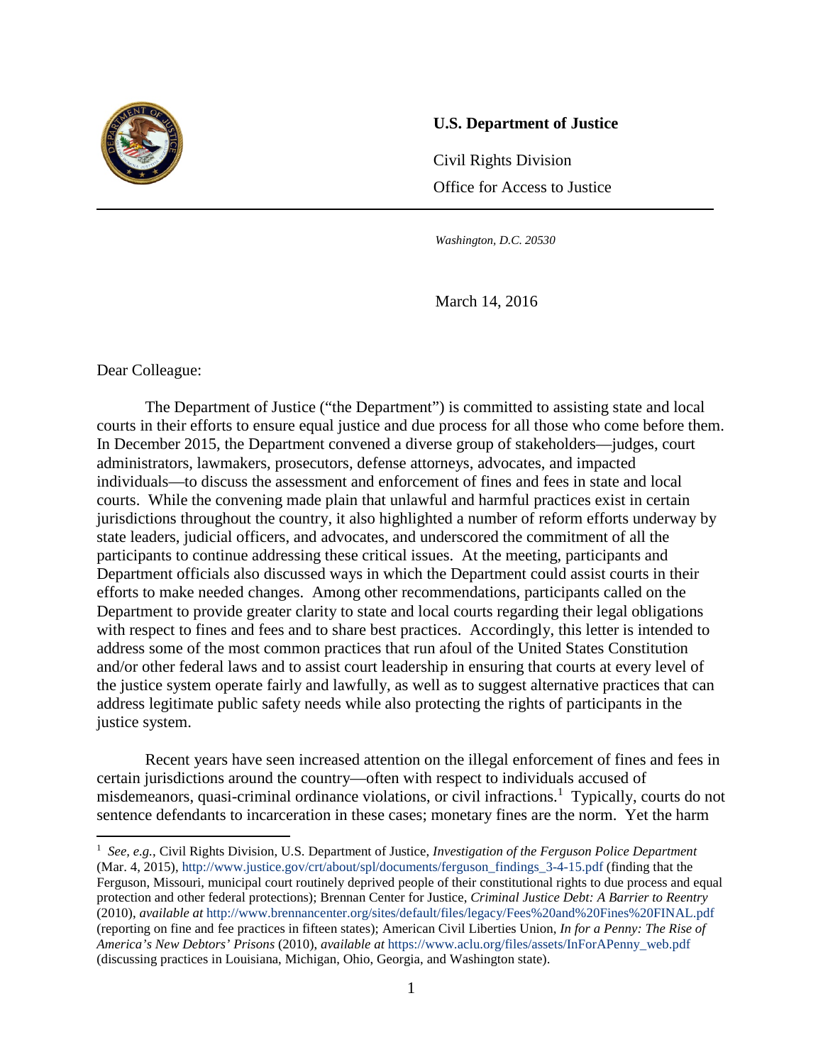**U.S. Department of Justice**

Civil Rights Division

Office for Access to Justice

*Washington, D.C. 20530*

March 14, 2016

Dear Colleague:

The Department of Justice ("the Department") is committed to assisting state and local courts in their efforts to ensure equal justice and due process for all those who come before them. In December 2015, the Department convened a diverse group of stakeholders—judges, court administrators, lawmakers, prosecutors, defense attorneys, advocates, and impacted individuals—to discuss the assessment and enforcement of fines and fees in state and local courts. While the convening made plain that unlawful and harmful practices exist in certain jurisdictions throughout the country, it also highlighted a number of reform efforts underway by state leaders, judicial officers, and advocates, and underscored the commitment of all the participants to continue addressing these critical issues. At the meeting, participants and Department officials also discussed ways in which the Department could assist courts in their efforts to make needed changes. Among other recommendations, participants called on the Department to provide greater clarity to state and local courts regarding their legal obligations with respect to fines and fees and to share best practices. Accordingly, this letter is intended to address some of the most common practices that run afoul of the United States Constitution and/or other federal laws and to assist court leadership in ensuring that courts at every level of the justice system operate fairly and lawfully, as well as to suggest alternative practices that can address legitimate public safety needs while also protecting the rights of participants in the justice system.

Recent years have seen increased attention on the illegal enforcement of fines and fees in certain jurisdictions around the country—often with respect to individuals accused of misdemeanors, quasi-criminal ordinance violations, or civil infractions.[1] Typically, courts do not sentence defendants to incarceration in these cases; monetary fines are the norm. Yet the harm

[1] *See, e.g.*, Civil Rights Division, U.S. Department of Justice, *Investigation of the Ferguson Police Department* (Mar. 4, 2015), http://www.justice.gov/crt/about/spl/documents/ferguson_findings_3-4-15.pdf (finding that the Ferguson, Missouri, municipal court routinely deprived people of their constitutional rights to due process and equal protection and other federal protections); Brennan Center for Justice, *Criminal Justice Debt: A Barrier to Reentry* (2010), *available at* http://www.brennancenter.org/sites/default/files/legacy/Fees%20and%20Fines%20FINAL.pdf (reporting on fine and fee practices in fifteen states); American Civil Liberties Union, *In for a Penny: The Rise of America's New Debtors' Prisons* (2010), *available at* https://www.aclu.org/files/assets/InForAPenny_web.pdf (discussing practices in Louisiana, Michigan, Ohio, Georgia, and Washington state).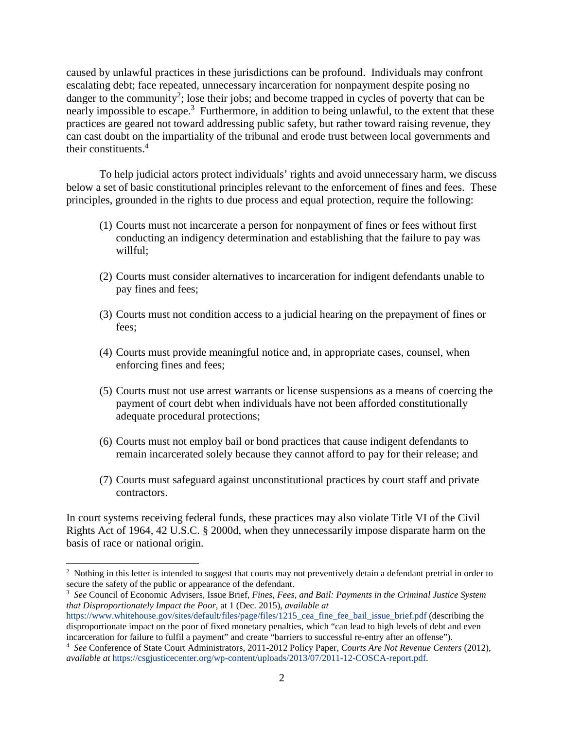caused by unlawful practices in these jurisdictions can be profound. Individuals may confront escalating debt; face repeated, unnecessary incarceration for nonpayment despite posing no danger to the community[2]; lose their jobs; and become trapped in cycles of poverty that can be nearly impossible to escape.[3] Furthermore, in addition to being unlawful, to the extent that these practices are geared not toward addressing public safety, but rather toward raising revenue, they can cast doubt on the impartiality of the tribunal and erode trust between local governments and their constituents.[4]

To help judicial actors protect individuals' rights and avoid unnecessary harm, we discuss below a set of basic constitutional principles relevant to the enforcement of fines and fees. These principles, grounded in the rights to due process and equal protection, require the following:

(1) Courts must not incarcerate a person for nonpayment of fines or fees without first conducting an indigency determination and establishing that the failure to pay was willful;

(2) Courts must consider alternatives to incarceration for indigent defendants unable to pay fines and fees;

(3) Courts must not condition access to a judicial hearing on the prepayment of fines or fees;

(4) Courts must provide meaningful notice and, in appropriate cases, counsel, when enforcing fines and fees;

(5) Courts must not use arrest warrants or license suspensions as a means of coercing the payment of court debt when individuals have not been afforded constitutionally adequate procedural protections;

(6) Courts must not employ bail or bond practices that cause indigent defendants to remain incarcerated solely because they cannot afford to pay for their release; and

(7) Courts must safeguard against unconstitutional practices by court staff and private contractors.

In court systems receiving federal funds, these practices may also violate Title VI of the Civil Rights Act of 1964, 42 U.S.C. § 2000d, when they unnecessarily impose disparate harm on the basis of race or national origin.

---

[2] Nothing in this letter is intended to suggest that courts may not preventively detain a defendant pretrial in order to secure the safety of the public or appearance of the defendant.

[3] *See* Council of Economic Advisers, Issue Brief, *Fines, Fees, and Bail: Payments in the Criminal Justice System that Disproportionately Impact the Poor*, at 1 (Dec. 2015), *available at* https://www.whitehouse.gov/sites/default/files/page/files/1215_cea_fine_fee_bail_issue_brief.pdf (describing the disproportionate impact on the poor of fixed monetary penalties, which "can lead to high levels of debt and even incarceration for failure to fulfil a payment" and create "barriers to successful re-entry after an offense").

[4] *See* Conference of State Court Administrators, 2011-2012 Policy Paper, *Courts Are Not Revenue Centers* (2012), *available at* https://csgjusticecenter.org/wp-content/uploads/2013/07/2011-12-COSCA-report.pdf.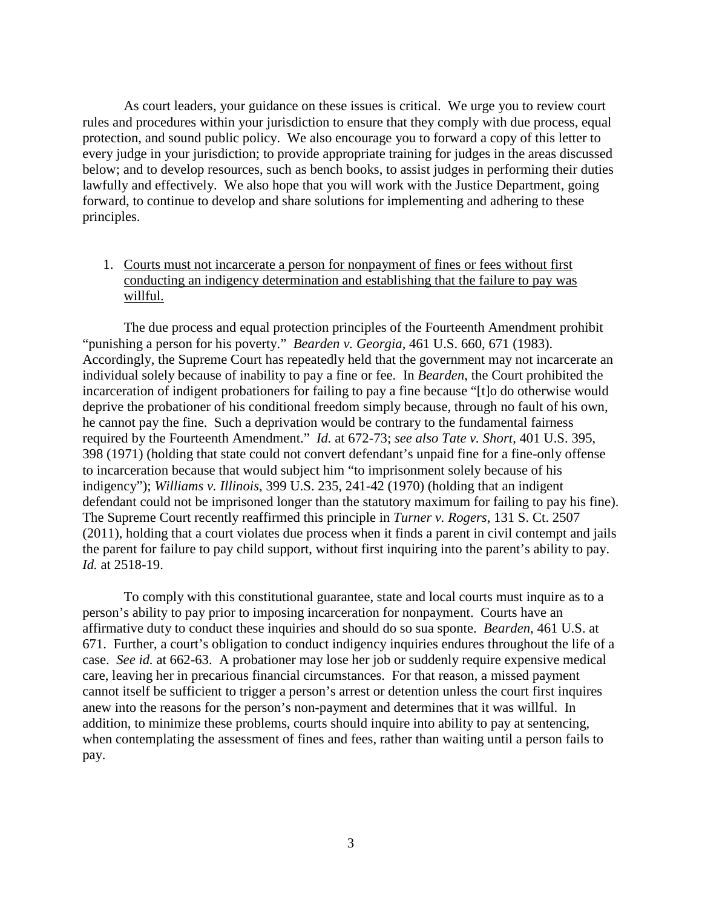As court leaders, your guidance on these issues is critical. We urge you to review court rules and procedures within your jurisdiction to ensure that they comply with due process, equal protection, and sound public policy. We also encourage you to forward a copy of this letter to every judge in your jurisdiction; to provide appropriate training for judges in the areas discussed below; and to develop resources, such as bench books, to assist judges in performing their duties lawfully and effectively. We also hope that you will work with the Justice Department, going forward, to continue to develop and share solutions for implementing and adhering to these principles.

1. Courts must not incarcerate a person for nonpayment of fines or fees without first conducting an indigency determination and establishing that the failure to pay was willful.

The due process and equal protection principles of the Fourteenth Amendment prohibit "punishing a person for his poverty." *Bearden v. Georgia*, 461 U.S. 660, 671 (1983). Accordingly, the Supreme Court has repeatedly held that the government may not incarcerate an individual solely because of inability to pay a fine or fee. In *Bearden*, the Court prohibited the incarceration of indigent probationers for failing to pay a fine because "[t]o do otherwise would deprive the probationer of his conditional freedom simply because, through no fault of his own, he cannot pay the fine. Such a deprivation would be contrary to the fundamental fairness required by the Fourteenth Amendment." *Id.* at 672-73; *see also Tate v. Short*, 401 U.S. 395, 398 (1971) (holding that state could not convert defendant's unpaid fine for a fine-only offense to incarceration because that would subject him "to imprisonment solely because of his indigency"); *Williams v. Illinois*, 399 U.S. 235, 241-42 (1970) (holding that an indigent defendant could not be imprisoned longer than the statutory maximum for failing to pay his fine). The Supreme Court recently reaffirmed this principle in *Turner v. Rogers*, 131 S. Ct. 2507 (2011), holding that a court violates due process when it finds a parent in civil contempt and jails the parent for failure to pay child support, without first inquiring into the parent's ability to pay. *Id.* at 2518-19.

To comply with this constitutional guarantee, state and local courts must inquire as to a person's ability to pay prior to imposing incarceration for nonpayment. Courts have an affirmative duty to conduct these inquiries and should do so sua sponte. *Bearden*, 461 U.S. at 671. Further, a court's obligation to conduct indigency inquiries endures throughout the life of a case. *See id.* at 662-63. A probationer may lose her job or suddenly require expensive medical care, leaving her in precarious financial circumstances. For that reason, a missed payment cannot itself be sufficient to trigger a person's arrest or detention unless the court first inquires anew into the reasons for the person's non-payment and determines that it was willful. In addition, to minimize these problems, courts should inquire into ability to pay at sentencing, when contemplating the assessment of fines and fees, rather than waiting until a person fails to pay.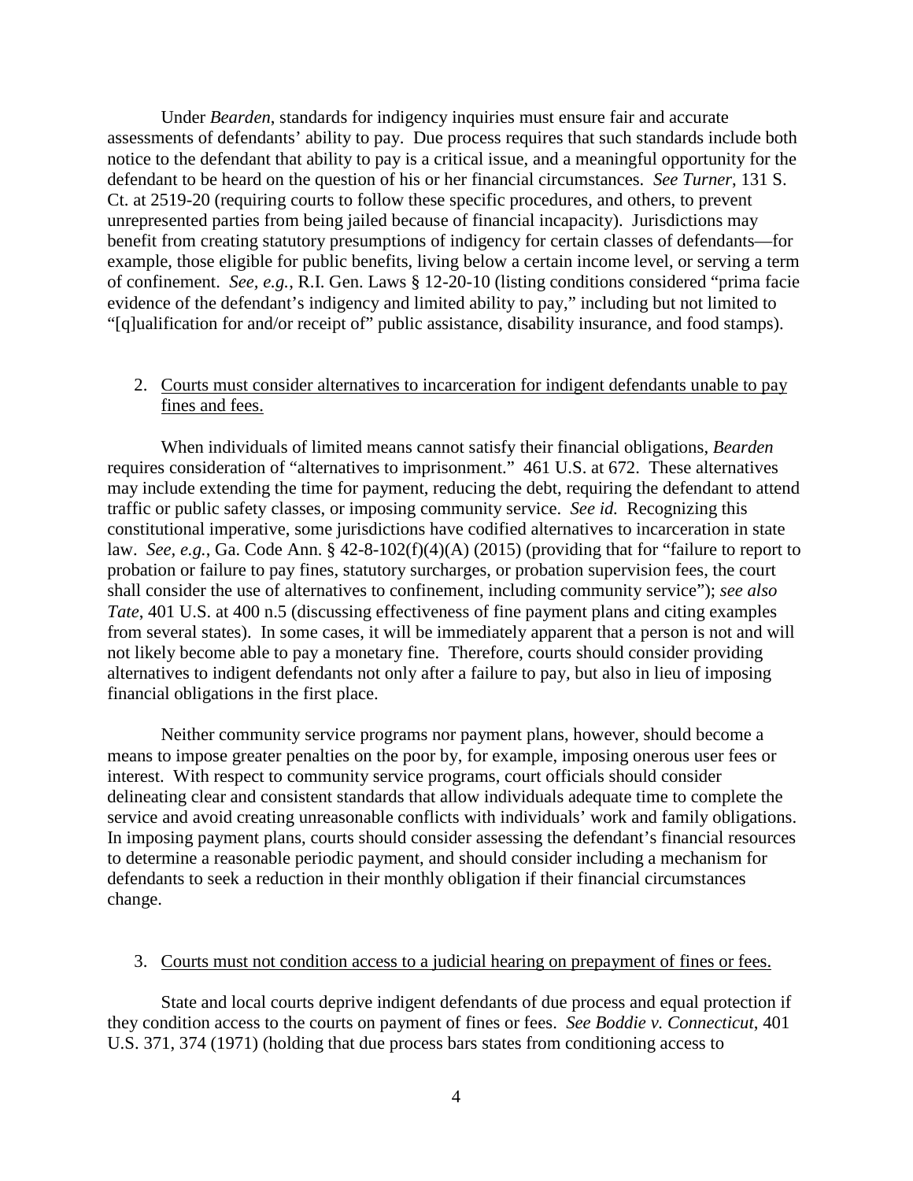Under *Bearden*, standards for indigency inquiries must ensure fair and accurate assessments of defendants' ability to pay. Due process requires that such standards include both notice to the defendant that ability to pay is a critical issue, and a meaningful opportunity for the defendant to be heard on the question of his or her financial circumstances. *See Turner*, 131 S. Ct. at 2519-20 (requiring courts to follow these specific procedures, and others, to prevent unrepresented parties from being jailed because of financial incapacity). Jurisdictions may benefit from creating statutory presumptions of indigency for certain classes of defendants—for example, those eligible for public benefits, living below a certain income level, or serving a term of confinement. *See, e.g.*, R.I. Gen. Laws § 12-20-10 (listing conditions considered "prima facie evidence of the defendant's indigency and limited ability to pay," including but not limited to "[q]ualification for and/or receipt of" public assistance, disability insurance, and food stamps).

2. Courts must consider alternatives to incarceration for indigent defendants unable to pay fines and fees.

When individuals of limited means cannot satisfy their financial obligations, *Bearden* requires consideration of "alternatives to imprisonment." 461 U.S. at 672. These alternatives may include extending the time for payment, reducing the debt, requiring the defendant to attend traffic or public safety classes, or imposing community service. *See id.* Recognizing this constitutional imperative, some jurisdictions have codified alternatives to incarceration in state law. *See, e.g.*, Ga. Code Ann. § 42-8-102(f)(4)(A) (2015) (providing that for "failure to report to probation or failure to pay fines, statutory surcharges, or probation supervision fees, the court shall consider the use of alternatives to confinement, including community service"); *see also Tate*, 401 U.S. at 400 n.5 (discussing effectiveness of fine payment plans and citing examples from several states). In some cases, it will be immediately apparent that a person is not and will not likely become able to pay a monetary fine. Therefore, courts should consider providing alternatives to indigent defendants not only after a failure to pay, but also in lieu of imposing financial obligations in the first place.

Neither community service programs nor payment plans, however, should become a means to impose greater penalties on the poor by, for example, imposing onerous user fees or interest. With respect to community service programs, court officials should consider delineating clear and consistent standards that allow individuals adequate time to complete the service and avoid creating unreasonable conflicts with individuals' work and family obligations. In imposing payment plans, courts should consider assessing the defendant's financial resources to determine a reasonable periodic payment, and should consider including a mechanism for defendants to seek a reduction in their monthly obligation if their financial circumstances change.

3. Courts must not condition access to a judicial hearing on prepayment of fines or fees.

State and local courts deprive indigent defendants of due process and equal protection if they condition access to the courts on payment of fines or fees. *See Boddie v. Connecticut*, 401 U.S. 371, 374 (1971) (holding that due process bars states from conditioning access to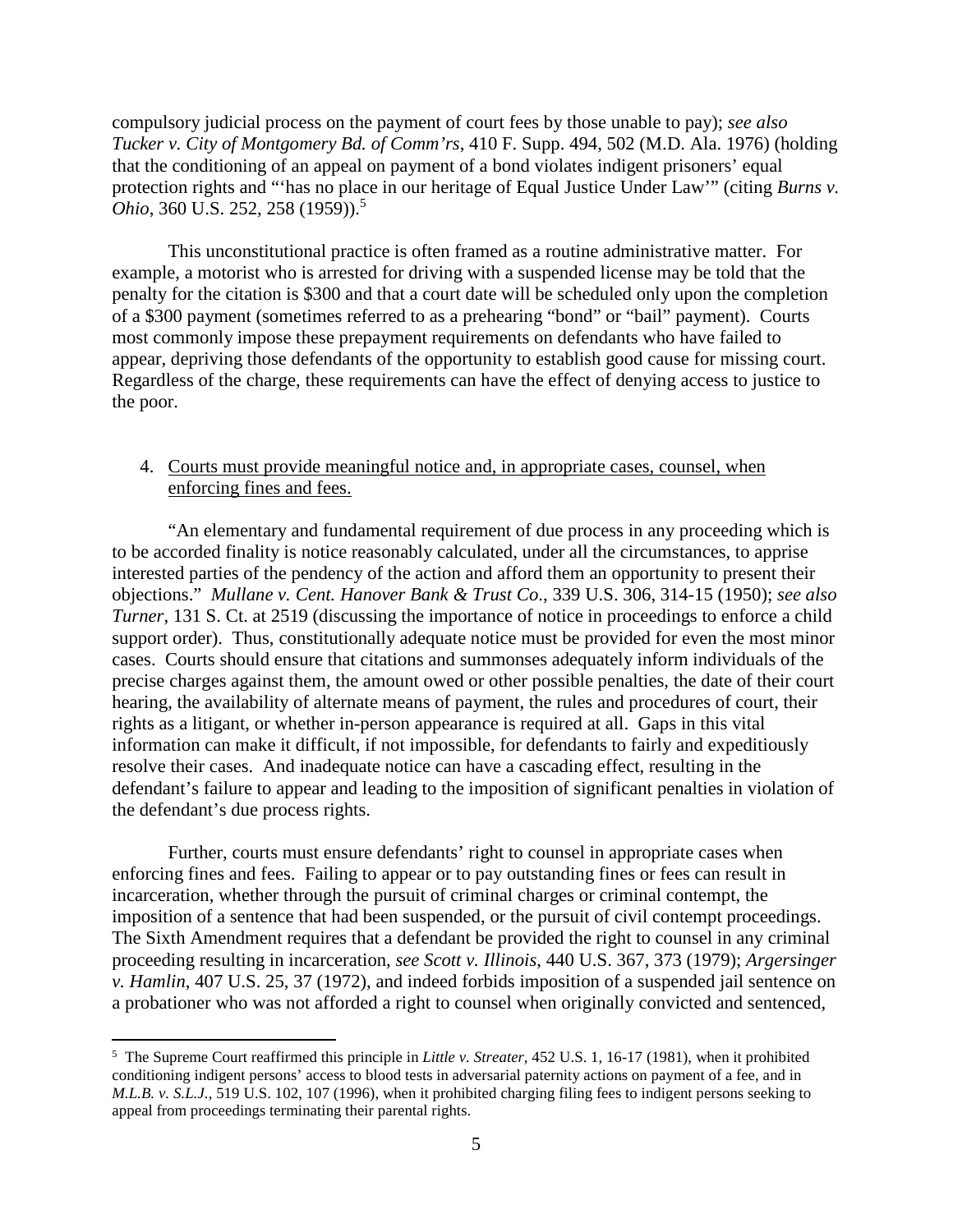compulsory judicial process on the payment of court fees by those unable to pay); *see also Tucker v. City of Montgomery Bd. of Comm'rs*, 410 F. Supp. 494, 502 (M.D. Ala. 1976) (holding that the conditioning of an appeal on payment of a bond violates indigent prisoners' equal protection rights and "'has no place in our heritage of Equal Justice Under Law'" (citing *Burns v. Ohio*, 360 U.S. 252, 258 (1959)).[5]

This unconstitutional practice is often framed as a routine administrative matter. For example, a motorist who is arrested for driving with a suspended license may be told that the penalty for the citation is $300 and that a court date will be scheduled only upon the completion of a $300 payment (sometimes referred to as a prehearing "bond" or "bail" payment). Courts most commonly impose these prepayment requirements on defendants who have failed to appear, depriving those defendants of the opportunity to establish good cause for missing court. Regardless of the charge, these requirements can have the effect of denying access to justice to the poor.

4. <u>Courts must provide meaningful notice and, in appropriate cases, counsel, when enforcing fines and fees.</u>

"An elementary and fundamental requirement of due process in any proceeding which is to be accorded finality is notice reasonably calculated, under all the circumstances, to apprise interested parties of the pendency of the action and afford them an opportunity to present their objections." *Mullane v. Cent. Hanover Bank & Trust Co.*, 339 U.S. 306, 314-15 (1950); *see also Turner*, 131 S. Ct. at 2519 (discussing the importance of notice in proceedings to enforce a child support order). Thus, constitutionally adequate notice must be provided for even the most minor cases. Courts should ensure that citations and summonses adequately inform individuals of the precise charges against them, the amount owed or other possible penalties, the date of their court hearing, the availability of alternate means of payment, the rules and procedures of court, their rights as a litigant, or whether in-person appearance is required at all. Gaps in this vital information can make it difficult, if not impossible, for defendants to fairly and expeditiously resolve their cases. And inadequate notice can have a cascading effect, resulting in the defendant's failure to appear and leading to the imposition of significant penalties in violation of the defendant's due process rights.

Further, courts must ensure defendants' right to counsel in appropriate cases when enforcing fines and fees. Failing to appear or to pay outstanding fines or fees can result in incarceration, whether through the pursuit of criminal charges or criminal contempt, the imposition of a sentence that had been suspended, or the pursuit of civil contempt proceedings. The Sixth Amendment requires that a defendant be provided the right to counsel in any criminal proceeding resulting in incarceration, *see Scott v. Illinois*, 440 U.S. 367, 373 (1979); *Argersinger v. Hamlin*, 407 U.S. 25, 37 (1972), and indeed forbids imposition of a suspended jail sentence on a probationer who was not afforded a right to counsel when originally convicted and sentenced,

---

[5] The Supreme Court reaffirmed this principle in *Little v. Streater*, 452 U.S. 1, 16-17 (1981), when it prohibited conditioning indigent persons' access to blood tests in adversarial paternity actions on payment of a fee, and in *M.L.B. v. S.L.J.*, 519 U.S. 102, 107 (1996), when it prohibited charging filing fees to indigent persons seeking to appeal from proceedings terminating their parental rights.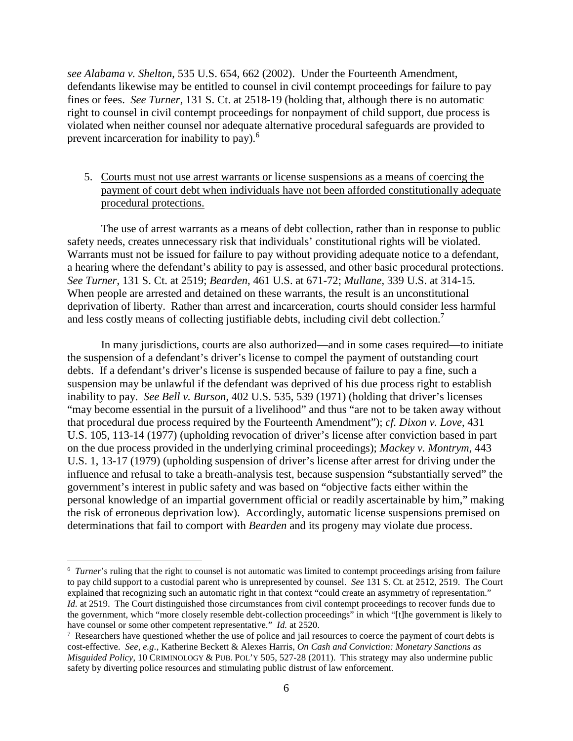*see Alabama v. Shelton*, 535 U.S. 654, 662 (2002). Under the Fourteenth Amendment, defendants likewise may be entitled to counsel in civil contempt proceedings for failure to pay fines or fees. *See Turner*, 131 S. Ct. at 2518-19 (holding that, although there is no automatic right to counsel in civil contempt proceedings for nonpayment of child support, due process is violated when neither counsel nor adequate alternative procedural safeguards are provided to prevent incarceration for inability to pay).[6]

5. <u>Courts must not use arrest warrants or license suspensions as a means of coercing the payment of court debt when individuals have not been afforded constitutionally adequate procedural protections.</u>

The use of arrest warrants as a means of debt collection, rather than in response to public safety needs, creates unnecessary risk that individuals' constitutional rights will be violated. Warrants must not be issued for failure to pay without providing adequate notice to a defendant, a hearing where the defendant's ability to pay is assessed, and other basic procedural protections. *See Turner*, 131 S. Ct. at 2519; *Bearden*, 461 U.S. at 671-72; *Mullane*, 339 U.S. at 314-15. When people are arrested and detained on these warrants, the result is an unconstitutional deprivation of liberty. Rather than arrest and incarceration, courts should consider less harmful and less costly means of collecting justifiable debts, including civil debt collection.[7]

In many jurisdictions, courts are also authorized—and in some cases required—to initiate the suspension of a defendant's driver's license to compel the payment of outstanding court debts. If a defendant's driver's license is suspended because of failure to pay a fine, such a suspension may be unlawful if the defendant was deprived of his due process right to establish inability to pay. *See Bell v. Burson*, 402 U.S. 535, 539 (1971) (holding that driver's licenses "may become essential in the pursuit of a livelihood" and thus "are not to be taken away without that procedural due process required by the Fourteenth Amendment"); *cf. Dixon v. Love*, 431 U.S. 105, 113-14 (1977) (upholding revocation of driver's license after conviction based in part on the due process provided in the underlying criminal proceedings); *Mackey v. Montrym*, 443 U.S. 1, 13-17 (1979) (upholding suspension of driver's license after arrest for driving under the influence and refusal to take a breath-analysis test, because suspension "substantially served" the government's interest in public safety and was based on "objective facts either within the personal knowledge of an impartial government official or readily ascertainable by him," making the risk of erroneous deprivation low). Accordingly, automatic license suspensions premised on determinations that fail to comport with *Bearden* and its progeny may violate due process.

---

[6] *Turner*'s ruling that the right to counsel is not automatic was limited to contempt proceedings arising from failure to pay child support to a custodial parent who is unrepresented by counsel. *See* 131 S. Ct. at 2512, 2519. The Court explained that recognizing such an automatic right in that context "could create an asymmetry of representation." *Id.* at 2519. The Court distinguished those circumstances from civil contempt proceedings to recover funds due to the government, which "more closely resemble debt-collection proceedings" in which "[t]he government is likely to have counsel or some other competent representative." *Id.* at 2520.

[7] Researchers have questioned whether the use of police and jail resources to coerce the payment of court debts is cost-effective. *See, e.g.*, Katherine Beckett & Alexes Harris, *On Cash and Conviction: Monetary Sanctions as Misguided Policy*, 10 CRIMINOLOGY & PUB. POL'Y 505, 527-28 (2011). This strategy may also undermine public safety by diverting police resources and stimulating public distrust of law enforcement.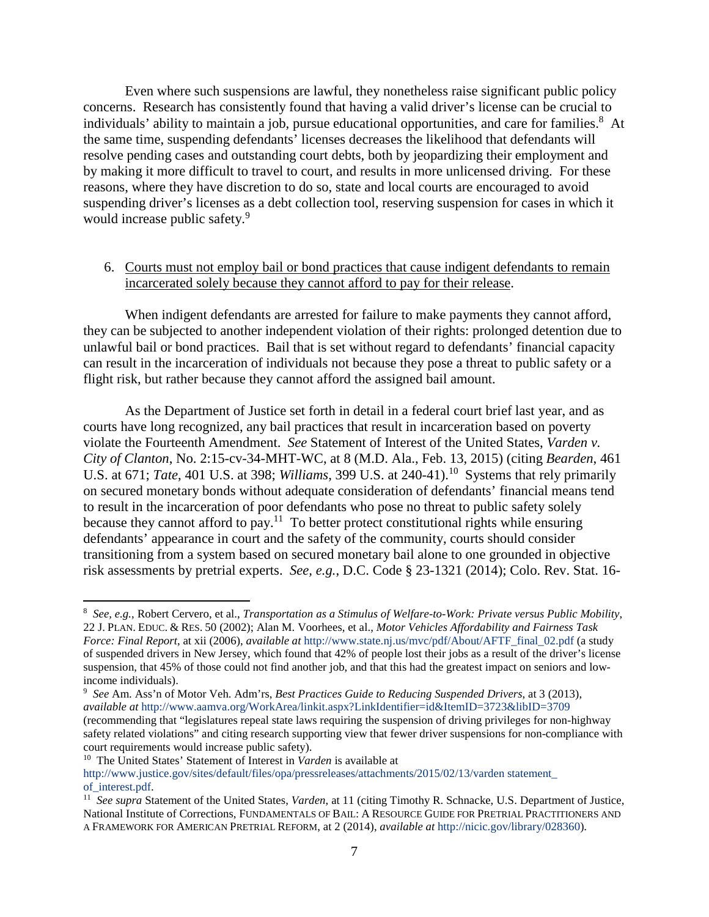Even where such suspensions are lawful, they nonetheless raise significant public policy concerns. Research has consistently found that having a valid driver's license can be crucial to individuals' ability to maintain a job, pursue educational opportunities, and care for families.[8] At the same time, suspending defendants' licenses decreases the likelihood that defendants will resolve pending cases and outstanding court debts, both by jeopardizing their employment and by making it more difficult to travel to court, and results in more unlicensed driving. For these reasons, where they have discretion to do so, state and local courts are encouraged to avoid suspending driver's licenses as a debt collection tool, reserving suspension for cases in which it would increase public safety.[9]

6. <u>Courts must not employ bail or bond practices that cause indigent defendants to remain incarcerated solely because they cannot afford to pay for their release</u>.

When indigent defendants are arrested for failure to make payments they cannot afford, they can be subjected to another independent violation of their rights: prolonged detention due to unlawful bail or bond practices. Bail that is set without regard to defendants' financial capacity can result in the incarceration of individuals not because they pose a threat to public safety or a flight risk, but rather because they cannot afford the assigned bail amount.

As the Department of Justice set forth in detail in a federal court brief last year, and as courts have long recognized, any bail practices that result in incarceration based on poverty violate the Fourteenth Amendment. *See* Statement of Interest of the United States, *Varden v. City of Clanton*, No. 2:15-cv-34-MHT-WC, at 8 (M.D. Ala., Feb. 13, 2015) (citing *Bearden*, 461 U.S. at 671; *Tate*, 401 U.S. at 398; *Williams*, 399 U.S. at 240-41).[10] Systems that rely primarily on secured monetary bonds without adequate consideration of defendants' financial means tend to result in the incarceration of poor defendants who pose no threat to public safety solely because they cannot afford to pay.[11] To better protect constitutional rights while ensuring defendants' appearance in court and the safety of the community, courts should consider transitioning from a system based on secured monetary bail alone to one grounded in objective risk assessments by pretrial experts. *See, e.g.*, D.C. Code § 23-1321 (2014); Colo. Rev. Stat. 16-

---

[8] *See, e.g.*, Robert Cervero, et al., *Transportation as a Stimulus of Welfare-to-Work: Private versus Public Mobility*, 22 J. Plan. Educ. & Res. 50 (2002); Alan M. Voorhees, et al., *Motor Vehicles Affordability and Fairness Task Force: Final Report*, at xii (2006), *available at* http://www.state.nj.us/mvc/pdf/About/AFTF_final_02.pdf (a study of suspended drivers in New Jersey, which found that 42% of people lost their jobs as a result of the driver's license suspension, that 45% of those could not find another job, and that this had the greatest impact on seniors and low-income individuals).

[9] *See* Am. Ass'n of Motor Veh. Adm'rs, *Best Practices Guide to Reducing Suspended Drivers*, at 3 (2013), *available at* http://www.aamva.org/WorkArea/linkit.aspx?LinkIdentifier=id&ItemID=3723&libID=3709 (recommending that "legislatures repeal state laws requiring the suspension of driving privileges for non-highway safety related violations" and citing research supporting view that fewer driver suspensions for non-compliance with court requirements would increase public safety).

[10] The United States' Statement of Interest in *Varden* is available at http://www.justice.gov/sites/default/files/opa/pressreleases/attachments/2015/02/13/varden statement_of_interest.pdf.

[11] *See supra* Statement of the United States, *Varden*, at 11 (citing Timothy R. Schnacke, U.S. Department of Justice, National Institute of Corrections, Fundamentals of Bail: A Resource Guide for Pretrial Practitioners and a Framework for American Pretrial Reform, at 2 (2014), *available at* http://nicic.gov/library/028360).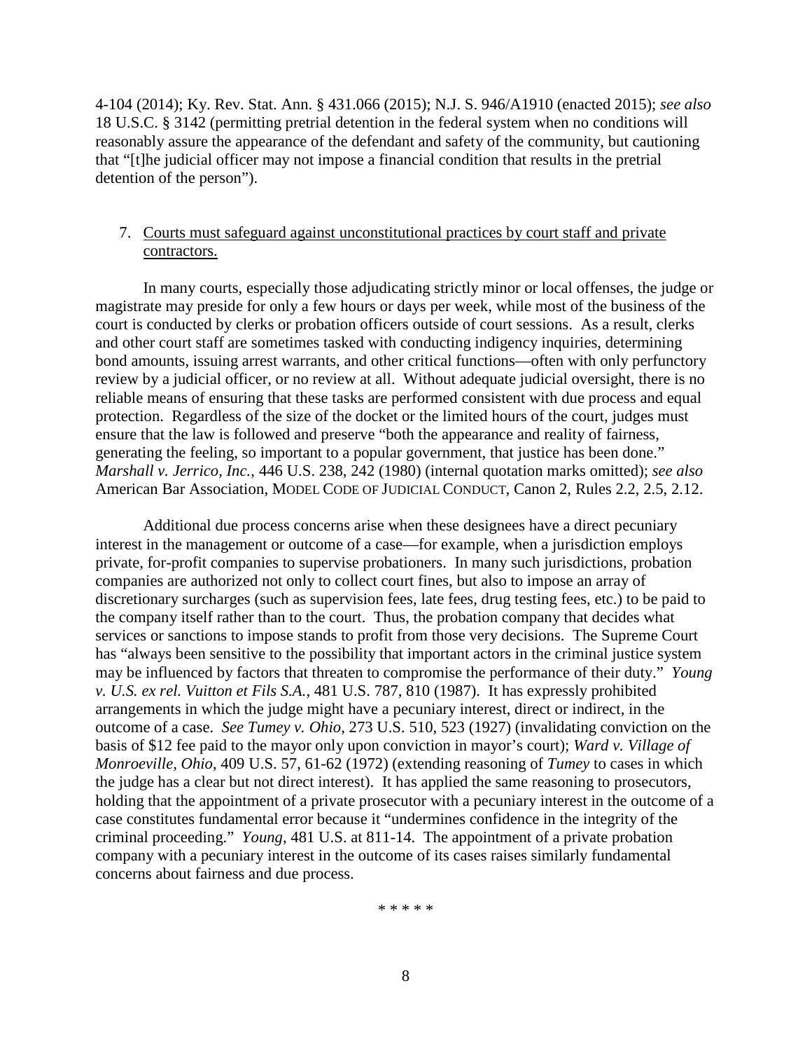4-104 (2014); Ky. Rev. Stat. Ann. § 431.066 (2015); N.J. S. 946/A1910 (enacted 2015); *see also* 18 U.S.C. § 3142 (permitting pretrial detention in the federal system when no conditions will reasonably assure the appearance of the defendant and safety of the community, but cautioning that "[t]he judicial officer may not impose a financial condition that results in the pretrial detention of the person").

7. <u>Courts must safeguard against unconstitutional practices by court staff and private contractors.</u>

In many courts, especially those adjudicating strictly minor or local offenses, the judge or magistrate may preside for only a few hours or days per week, while most of the business of the court is conducted by clerks or probation officers outside of court sessions. As a result, clerks and other court staff are sometimes tasked with conducting indigency inquiries, determining bond amounts, issuing arrest warrants, and other critical functions—often with only perfunctory review by a judicial officer, or no review at all. Without adequate judicial oversight, there is no reliable means of ensuring that these tasks are performed consistent with due process and equal protection. Regardless of the size of the docket or the limited hours of the court, judges must ensure that the law is followed and preserve "both the appearance and reality of fairness, generating the feeling, so important to a popular government, that justice has been done." *Marshall v. Jerrico, Inc.*, 446 U.S. 238, 242 (1980) (internal quotation marks omitted); *see also* American Bar Association, MODEL CODE OF JUDICIAL CONDUCT, Canon 2, Rules 2.2, 2.5, 2.12.

Additional due process concerns arise when these designees have a direct pecuniary interest in the management or outcome of a case—for example, when a jurisdiction employs private, for-profit companies to supervise probationers. In many such jurisdictions, probation companies are authorized not only to collect court fines, but also to impose an array of discretionary surcharges (such as supervision fees, late fees, drug testing fees, etc.) to be paid to the company itself rather than to the court. Thus, the probation company that decides what services or sanctions to impose stands to profit from those very decisions. The Supreme Court has "always been sensitive to the possibility that important actors in the criminal justice system may be influenced by factors that threaten to compromise the performance of their duty." *Young v. U.S. ex rel. Vuitton et Fils S.A.*, 481 U.S. 787, 810 (1987). It has expressly prohibited arrangements in which the judge might have a pecuniary interest, direct or indirect, in the outcome of a case. *See Tumey v. Ohio*, 273 U.S. 510, 523 (1927) (invalidating conviction on the basis of $12 fee paid to the mayor only upon conviction in mayor's court); *Ward v. Village of Monroeville, Ohio*, 409 U.S. 57, 61-62 (1972) (extending reasoning of *Tumey* to cases in which the judge has a clear but not direct interest). It has applied the same reasoning to prosecutors, holding that the appointment of a private prosecutor with a pecuniary interest in the outcome of a case constitutes fundamental error because it "undermines confidence in the integrity of the criminal proceeding." *Young*, 481 U.S. at 811-14. The appointment of a private probation company with a pecuniary interest in the outcome of its cases raises similarly fundamental concerns about fairness and due process.

* * * * *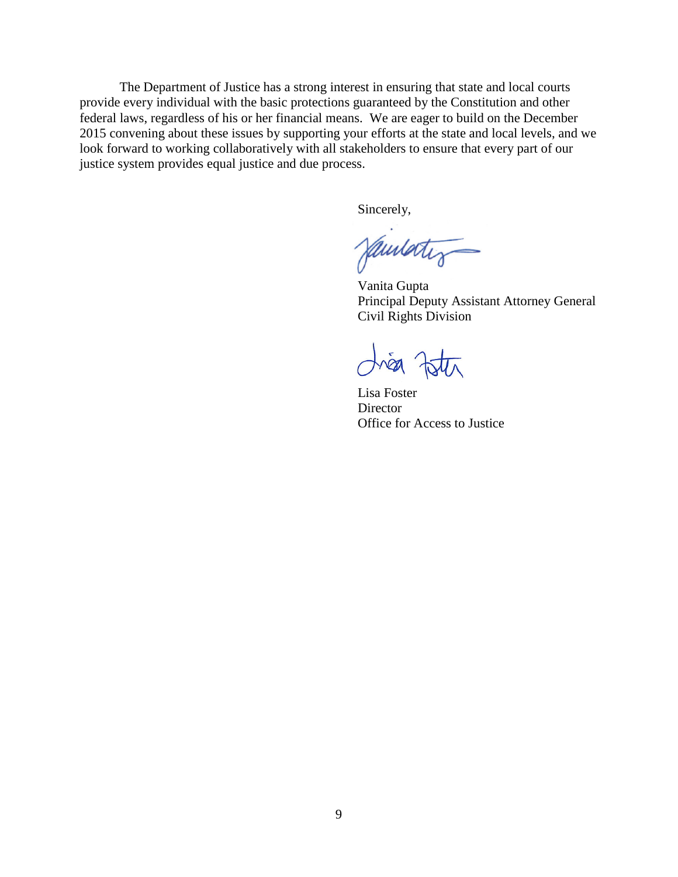The Department of Justice has a strong interest in ensuring that state and local courts provide every individual with the basic protections guaranteed by the Constitution and other federal laws, regardless of his or her financial means. We are eager to build on the December 2015 convening about these issues by supporting your efforts at the state and local levels, and we look forward to working collaboratively with all stakeholders to ensure that every part of our justice system provides equal justice and due process.

Sincerely,

Vanita Gupta
Principal Deputy Assistant Attorney General
Civil Rights Division

Lisa Foster
Director
Office for Access to Justice